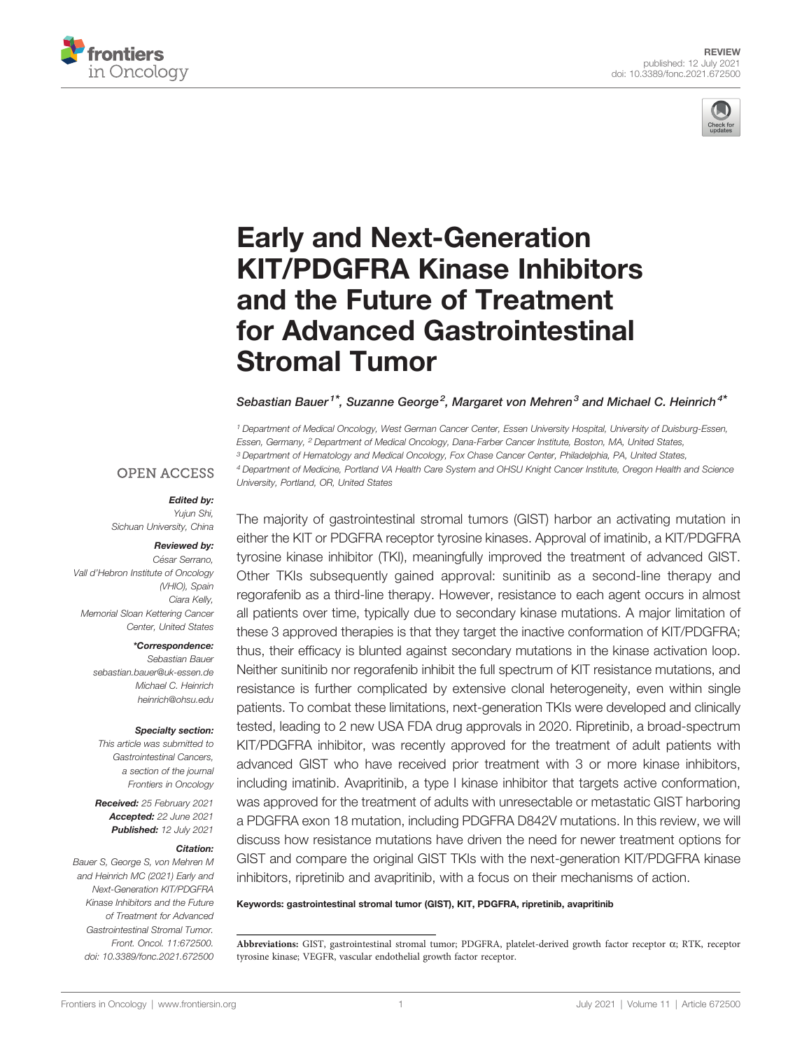REVIEW
published: 12 July 2021
doi: 10.3389/fonc.2021.672500

# Early and Next-Generation KIT/PDGFRA Kinase Inhibitors and the Future of Treatment for Advanced Gastrointestinal Stromal Tumor

Sebastian Bauer[1]*, Suzanne George[2], Margaret von Mehren[3] and Michael C. Heinrich[4]*

[1] Department of Medical Oncology, West German Cancer Center, Essen University Hospital, University of Duisburg-Essen, Essen, Germany, [2] Department of Medical Oncology, Dana-Farber Cancer Institute, Boston, MA, United States, [3] Department of Hematology and Medical Oncology, Fox Chase Cancer Center, Philadelphia, PA, United States, [4] Department of Medicine, Portland VA Health Care System and OHSU Knight Cancer Institute, Oregon Health and Science University, Portland, OR, United States

OPEN ACCESS

**Edited by:**
*Yujun Shi,*
*Sichuan University, China*

**Reviewed by:**
*César Serrano,*
*Vall d'Hebron Institute of Oncology (VHIO), Spain*
*Ciara Kelly,*
*Memorial Sloan Kettering Cancer Center, United States*

***Correspondence:**
*Sebastian Bauer*
*sebastian.bauer@uk-essen.de*
*Michael C. Heinrich*
*heinrich@ohsu.edu*

**Specialty section:**
*This article was submitted to Gastrointestinal Cancers, a section of the journal Frontiers in Oncology*

**Received:** 25 February 2021
**Accepted:** 22 June 2021
**Published:** 12 July 2021

**Citation:**
*Bauer S, George S, von Mehren M and Heinrich MC (2021) Early and Next-Generation KIT/PDGFRA Kinase Inhibitors and the Future of Treatment for Advanced Gastrointestinal Stromal Tumor. Front. Oncol. 11:672500. doi: 10.3389/fonc.2021.672500*

The majority of gastrointestinal stromal tumors (GIST) harbor an activating mutation in either the KIT or PDGFRA receptor tyrosine kinases. Approval of imatinib, a KIT/PDGFRA tyrosine kinase inhibitor (TKI), meaningfully improved the treatment of advanced GIST. Other TKIs subsequently gained approval: sunitinib as a second-line therapy and regorafenib as a third-line therapy. However, resistance to each agent occurs in almost all patients over time, typically due to secondary kinase mutations. A major limitation of these 3 approved therapies is that they target the inactive conformation of KIT/PDGFRA; thus, their efficacy is blunted against secondary mutations in the kinase activation loop. Neither sunitinib nor regorafenib inhibit the full spectrum of KIT resistance mutations, and resistance is further complicated by extensive clonal heterogeneity, even within single patients. To combat these limitations, next-generation TKIs were developed and clinically tested, leading to 2 new USA FDA drug approvals in 2020. Ripretinib, a broad-spectrum KIT/PDGFRA inhibitor, was recently approved for the treatment of adult patients with advanced GIST who have received prior treatment with 3 or more kinase inhibitors, including imatinib. Avapritinib, a type I kinase inhibitor that targets active conformation, was approved for the treatment of adults with unresectable or metastatic GIST harboring a PDGFRA exon 18 mutation, including PDGFRA D842V mutations. In this review, we will discuss how resistance mutations have driven the need for newer treatment options for GIST and compare the original GIST TKIs with the next-generation KIT/PDGFRA kinase inhibitors, ripretinib and avapritinib, with a focus on their mechanisms of action.

**Keywords: gastrointestinal stromal tumor (GIST), KIT, PDGFRA, ripretinib, avapritinib**

**Abbreviations:** GIST, gastrointestinal stromal tumor; PDGFRA, platelet-derived growth factor receptor α; RTK, receptor tyrosine kinase; VEGFR, vascular endothelial growth factor receptor.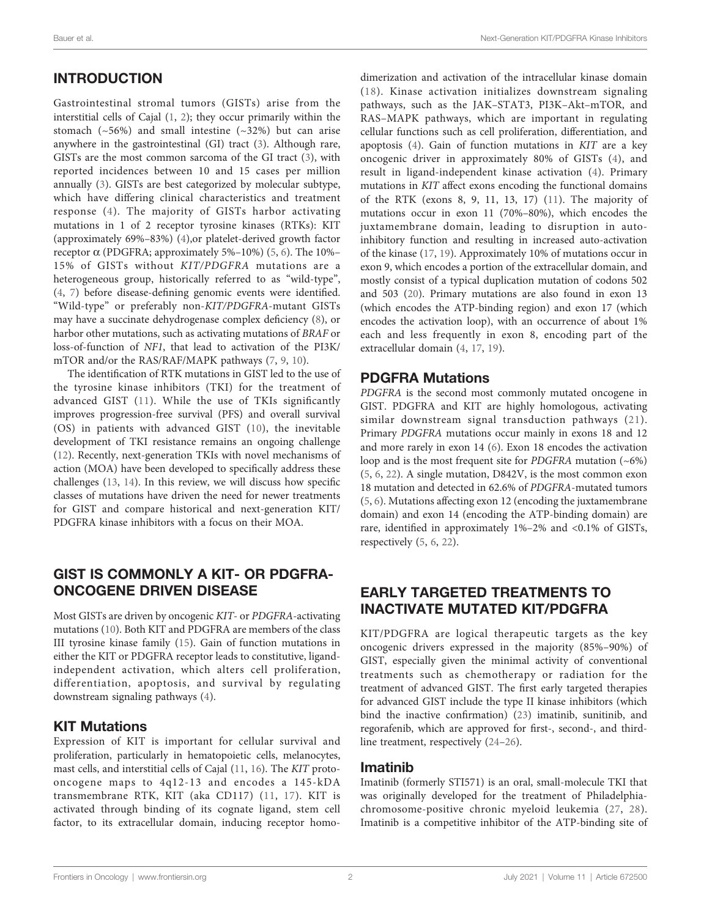## INTRODUCTION

Gastrointestinal stromal tumors (GISTs) arise from the interstitial cells of Cajal (1, 2); they occur primarily within the stomach (~56%) and small intestine (~32%) but can arise anywhere in the gastrointestinal (GI) tract (3). Although rare, GISTs are the most common sarcoma of the GI tract (3), with reported incidences between 10 and 15 cases per million annually (3). GISTs are best categorized by molecular subtype, which have differing clinical characteristics and treatment response (4). The majority of GISTs harbor activating mutations in 1 of 2 receptor tyrosine kinases (RTKs): KIT (approximately 69%–83%) (4),or platelet-derived growth factor receptor α (PDGFRA; approximately 5%–10%) (5, 6). The 10%–15% of GISTs without *KIT/PDGFRA* mutations are a heterogeneous group, historically referred to as "wild-type", (4, 7) before disease-defining genomic events were identified. "Wild-type" or preferably non-*KIT/PDGFRA*-mutant GISTs may have a succinate dehydrogenase complex deficiency (8), or harbor other mutations, such as activating mutations of *BRAF* or loss-of-function of *NF1*, that lead to activation of the PI3K/mTOR and/or the RAS/RAF/MAPK pathways (7, 9, 10).

The identification of RTK mutations in GIST led to the use of the tyrosine kinase inhibitors (TKI) for the treatment of advanced GIST (11). While the use of TKIs significantly improves progression-free survival (PFS) and overall survival (OS) in patients with advanced GIST (10), the inevitable development of TKI resistance remains an ongoing challenge (12). Recently, next-generation TKIs with novel mechanisms of action (MOA) have been developed to specifically address these challenges (13, 14). In this review, we will discuss how specific classes of mutations have driven the need for newer treatments for GIST and compare historical and next-generation KIT/PDGFRA kinase inhibitors with a focus on their MOA.

## GIST IS COMMONLY A KIT- OR PDGFRA-ONCOGENE DRIVEN DISEASE

Most GISTs are driven by oncogenic *KIT*- or *PDGFRA*-activating mutations (10). Both KIT and PDGFRA are members of the class III tyrosine kinase family (15). Gain of function mutations in either the KIT or PDGFRA receptor leads to constitutive, ligand-independent activation, which alters cell proliferation, differentiation, apoptosis, and survival by regulating downstream signaling pathways (4).

### KIT Mutations

Expression of KIT is important for cellular survival and proliferation, particularly in hematopoietic cells, melanocytes, mast cells, and interstitial cells of Cajal (11, 16). The *KIT* proto-oncogene maps to 4q12-13 and encodes a 145-kDA transmembrane RTK, KIT (aka CD117) (11, 17). KIT is activated through binding of its cognate ligand, stem cell factor, to its extracellular domain, inducing receptor homo-dimerization and activation of the intracellular kinase domain (18). Kinase activation initializes downstream signaling pathways, such as the JAK–STAT3, PI3K–Akt–mTOR, and RAS–MAPK pathways, which are important in regulating cellular functions such as cell proliferation, differentiation, and apoptosis (4). Gain of function mutations in *KIT* are a key oncogenic driver in approximately 80% of GISTs (4), and result in ligand-independent kinase activation (4). Primary mutations in *KIT* affect exons encoding the functional domains of the RTK (exons 8, 9, 11, 13, 17) (11). The majority of mutations occur in exon 11 (70%–80%), which encodes the juxtamembrane domain, leading to disruption in auto-inhibitory function and resulting in increased auto-activation of the kinase (17, 19). Approximately 10% of mutations occur in exon 9, which encodes a portion of the extracellular domain, and mostly consist of a typical duplication mutation of codons 502 and 503 (20). Primary mutations are also found in exon 13 (which encodes the ATP-binding region) and exon 17 (which encodes the activation loop), with an occurrence of about 1% each and less frequently in exon 8, encoding part of the extracellular domain (4, 17, 19).

### PDGFRA Mutations

*PDGFRA* is the second most commonly mutated oncogene in GIST. PDGFRA and KIT are highly homologous, activating similar downstream signal transduction pathways (21). Primary *PDGFRA* mutations occur mainly in exons 18 and 12 and more rarely in exon 14 (6). Exon 18 encodes the activation loop and is the most frequent site for *PDGFRA* mutation (~6%) (5, 6, 22). A single mutation, D842V, is the most common exon 18 mutation and detected in 62.6% of *PDGFRA*-mutated tumors (5, 6). Mutations affecting exon 12 (encoding the juxtamembrane domain) and exon 14 (encoding the ATP-binding domain) are rare, identified in approximately 1%–2% and <0.1% of GISTs, respectively (5, 6, 22).

## EARLY TARGETED TREATMENTS TO INACTIVATE MUTATED KIT/PDGFRA

KIT/PDGFRA are logical therapeutic targets as the key oncogenic drivers expressed in the majority (85%–90%) of GIST, especially given the minimal activity of conventional treatments such as chemotherapy or radiation for the treatment of advanced GIST. The first early targeted therapies for advanced GIST include the type II kinase inhibitors (which bind the inactive confirmation) (23) imatinib, sunitinib, and regorafenib, which are approved for first-, second-, and third-line treatment, respectively (24–26).

### Imatinib

Imatinib (formerly STI571) is an oral, small-molecule TKI that was originally developed for the treatment of Philadelphia-chromosome-positive chronic myeloid leukemia (27, 28). Imatinib is a competitive inhibitor of the ATP-binding site of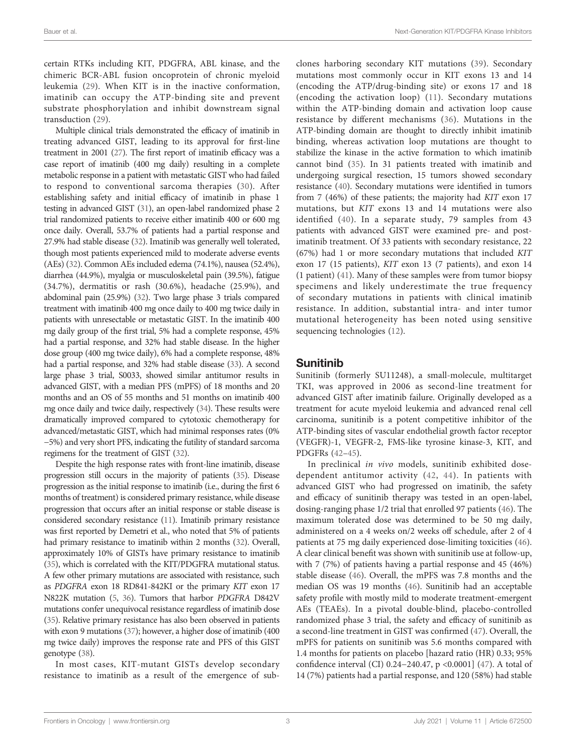certain RTKs including KIT, PDGFRA, ABL kinase, and the chimeric BCR-ABL fusion oncoprotein of chronic myeloid leukemia (29). When KIT is in the inactive conformation, imatinib can occupy the ATP-binding site and prevent substrate phosphorylation and inhibit downstream signal transduction (29).

Multiple clinical trials demonstrated the efficacy of imatinib in treating advanced GIST, leading to its approval for first-line treatment in 2001 (27). The first report of imatinib efficacy was a case report of imatinib (400 mg daily) resulting in a complete metabolic response in a patient with metastatic GIST who had failed to respond to conventional sarcoma therapies (30). After establishing safety and initial efficacy of imatinib in phase 1 testing in advanced GIST (31), an open-label randomized phase 2 trial randomized patients to receive either imatinib 400 or 600 mg once daily. Overall, 53.7% of patients had a partial response and 27.9% had stable disease (32). Imatinib was generally well tolerated, though most patients experienced mild to moderate adverse events (AEs) (32). Common AEs included edema (74.1%), nausea (52.4%), diarrhea (44.9%), myalgia or musculoskeletal pain (39.5%), fatigue (34.7%), dermatitis or rash (30.6%), headache (25.9%), and abdominal pain (25.9%) (32). Two large phase 3 trials compared treatment with imatinib 400 mg once daily to 400 mg twice daily in patients with unresectable or metastatic GIST. In the imatinib 400 mg daily group of the first trial, 5% had a complete response, 45% had a partial response, and 32% had stable disease. In the higher dose group (400 mg twice daily), 6% had a complete response, 48% had a partial response, and 32% had stable disease (33). A second large phase 3 trial, S0033, showed similar antitumor results in advanced GIST, with a median PFS (mPFS) of 18 months and 20 months and an OS of 55 months and 51 months on imatinib 400 mg once daily and twice daily, respectively (34). These results were dramatically improved compared to cytotoxic chemotherapy for advanced/metastatic GIST, which had minimal responses rates (0%–5%) and very short PFS, indicating the futility of standard sarcoma regimens for the treatment of GIST (32).

Despite the high response rates with front-line imatinib, disease progression still occurs in the majority of patients (35). Disease progression as the initial response to imatinib (i.e., during the first 6 months of treatment) is considered primary resistance, while disease progression that occurs after an initial response or stable disease is considered secondary resistance (11). Imatinib primary resistance was first reported by Demetri et al., who noted that 5% of patients had primary resistance to imatinib within 2 months (32). Overall, approximately 10% of GISTs have primary resistance to imatinib (35), which is correlated with the KIT/PDGFRA mutational status. A few other primary mutations are associated with resistance, such as *PDGFRA* exon 18 RD841-842KI or the primary *KIT* exon 17 N822K mutation (5, 36). Tumors that harbor *PDGFRA* D842V mutations confer unequivocal resistance regardless of imatinib dose (35). Relative primary resistance has also been observed in patients with exon 9 mutations (37); however, a higher dose of imatinib (400 mg twice daily) improves the response rate and PFS of this GIST genotype (38).

In most cases, KIT-mutant GISTs develop secondary resistance to imatinib as a result of the emergence of sub-clones harboring secondary KIT mutations (39). Secondary mutations most commonly occur in KIT exons 13 and 14 (encoding the ATP/drug-binding site) or exons 17 and 18 (encoding the activation loop) (11). Secondary mutations within the ATP-binding domain and activation loop cause resistance by different mechanisms (36). Mutations in the ATP-binding domain are thought to directly inhibit imatinib binding, whereas activation loop mutations are thought to stabilize the kinase in the active formation to which imatinib cannot bind (35). In 31 patients treated with imatinib and undergoing surgical resection, 15 tumors showed secondary resistance (40). Secondary mutations were identified in tumors from 7 (46%) of these patients; the majority had *KIT* exon 17 mutations, but *KIT* exons 13 and 14 mutations were also identified (40). In a separate study, 79 samples from 43 patients with advanced GIST were examined pre- and post-imatinib treatment. Of 33 patients with secondary resistance, 22 (67%) had 1 or more secondary mutations that included *KIT* exon 17 (15 patients), *KIT* exon 13 (7 patients), and exon 14 (1 patient) (41). Many of these samples were from tumor biopsy specimens and likely underestimate the true frequency of secondary mutations in patients with clinical imatinib resistance. In addition, substantial intra- and inter tumor mutational heterogeneity has been noted using sensitive sequencing technologies (12).

## Sunitinib

Sunitinib (formerly SU11248), a small-molecule, multitarget TKI, was approved in 2006 as second-line treatment for advanced GIST after imatinib failure. Originally developed as a treatment for acute myeloid leukemia and advanced renal cell carcinoma, sunitinib is a potent competitive inhibitor of the ATP-binding sites of vascular endothelial growth factor receptor (VEGFR)-1, VEGFR-2, FMS-like tyrosine kinase-3, KIT, and PDGFRs (42–45).

In preclinical *in vivo* models, sunitinib exhibited dose-dependent antitumor activity (42, 44). In patients with advanced GIST who had progressed on imatinib, the safety and efficacy of sunitinib therapy was tested in an open-label, dosing-ranging phase 1/2 trial that enrolled 97 patients (46). The maximum tolerated dose was determined to be 50 mg daily, administered on a 4 weeks on/2 weeks off schedule, after 2 of 4 patients at 75 mg daily experienced dose-limiting toxicities (46). A clear clinical benefit was shown with sunitinib use at follow-up, with 7 (7%) of patients having a partial response and 45 (46%) stable disease (46). Overall, the mPFS was 7.8 months and the median OS was 19 months (46). Sunitinib had an acceptable safety profile with mostly mild to moderate treatment-emergent AEs (TEAEs). In a pivotal double-blind, placebo-controlled randomized phase 3 trial, the safety and efficacy of sunitinib as a second-line treatment in GIST was confirmed (47). Overall, the mPFS for patients on sunitinib was 5.6 months compared with 1.4 months for patients on placebo [hazard ratio (HR) 0.33; 95% confidence interval (CI) 0.24–240.47, p <0.0001] (47). A total of 14 (7%) patients had a partial response, and 120 (58%) had stable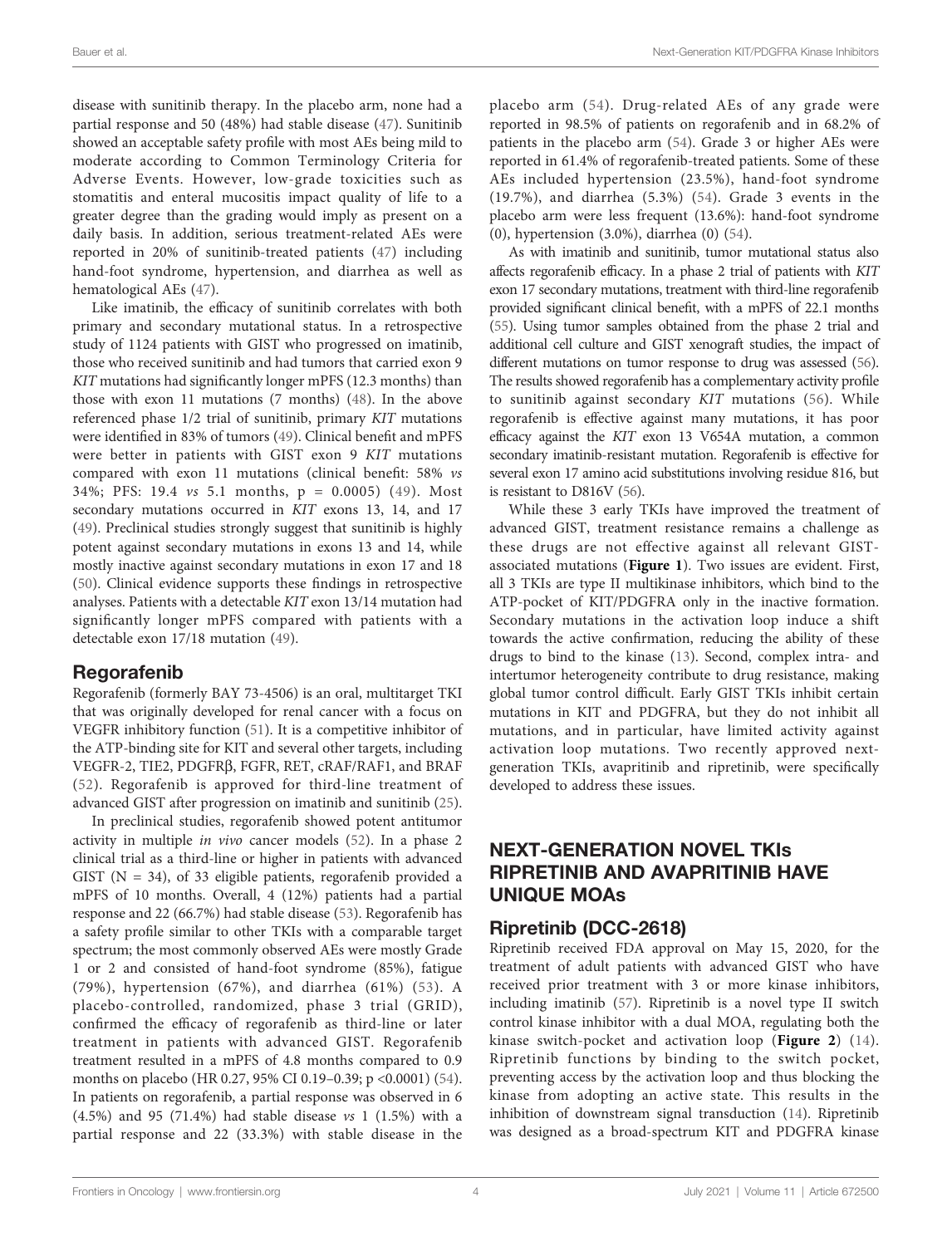disease with sunitinib therapy. In the placebo arm, none had a partial response and 50 (48%) had stable disease (47). Sunitinib showed an acceptable safety profile with most AEs being mild to moderate according to Common Terminology Criteria for Adverse Events. However, low-grade toxicities such as stomatitis and enteral mucositis impact quality of life to a greater degree than the grading would imply as present on a daily basis. In addition, serious treatment-related AEs were reported in 20% of sunitinib-treated patients (47) including hand-foot syndrome, hypertension, and diarrhea as well as hematological AEs (47).

Like imatinib, the efficacy of sunitinib correlates with both primary and secondary mutational status. In a retrospective study of 1124 patients with GIST who progressed on imatinib, those who received sunitinib and had tumors that carried exon 9 *KIT* mutations had significantly longer mPFS (12.3 months) than those with exon 11 mutations (7 months) (48). In the above referenced phase 1/2 trial of sunitinib, primary *KIT* mutations were identified in 83% of tumors (49). Clinical benefit and mPFS were better in patients with GIST exon 9 *KIT* mutations compared with exon 11 mutations (clinical benefit: 58% *vs* 34%; PFS: 19.4 *vs* 5.1 months, p = 0.0005) (49). Most secondary mutations occurred in *KIT* exons 13, 14, and 17 (49). Preclinical studies strongly suggest that sunitinib is highly potent against secondary mutations in exons 13 and 14, while mostly inactive against secondary mutations in exon 17 and 18 (50). Clinical evidence supports these findings in retrospective analyses. Patients with a detectable *KIT* exon 13/14 mutation had significantly longer mPFS compared with patients with a detectable exon 17/18 mutation (49).

## Regorafenib

Regorafenib (formerly BAY 73-4506) is an oral, multitarget TKI that was originally developed for renal cancer with a focus on VEGFR inhibitory function (51). It is a competitive inhibitor of the ATP-binding site for KIT and several other targets, including VEGFR-2, TIE2, PDGFRβ, FGFR, RET, cRAF/RAF1, and BRAF (52). Regorafenib is approved for third-line treatment of advanced GIST after progression on imatinib and sunitinib (25).

In preclinical studies, regorafenib showed potent antitumor activity in multiple *in vivo* cancer models (52). In a phase 2 clinical trial as a third-line or higher in patients with advanced GIST (N = 34), of 33 eligible patients, regorafenib provided a mPFS of 10 months. Overall, 4 (12%) patients had a partial response and 22 (66.7%) had stable disease (53). Regorafenib has a safety profile similar to other TKIs with a comparable target spectrum; the most commonly observed AEs were mostly Grade 1 or 2 and consisted of hand-foot syndrome (85%), fatigue (79%), hypertension (67%), and diarrhea (61%) (53). A placebo-controlled, randomized, phase 3 trial (GRID), confirmed the efficacy of regorafenib as third-line or later treatment in patients with advanced GIST. Regorafenib treatment resulted in a mPFS of 4.8 months compared to 0.9 months on placebo (HR 0.27, 95% CI 0.19–0.39; p <0.0001) (54). In patients on regorafenib, a partial response was observed in 6 (4.5%) and 95 (71.4%) had stable disease *vs* 1 (1.5%) with a partial response and 22 (33.3%) with stable disease in the placebo arm (54). Drug-related AEs of any grade were reported in 98.5% of patients on regorafenib and in 68.2% of patients in the placebo arm (54). Grade 3 or higher AEs were reported in 61.4% of regorafenib-treated patients. Some of these AEs included hypertension (23.5%), hand-foot syndrome (19.7%), and diarrhea (5.3%) (54). Grade 3 events in the placebo arm were less frequent (13.6%): hand-foot syndrome (0), hypertension (3.0%), diarrhea (0) (54).

As with imatinib and sunitinib, tumor mutational status also affects regorafenib efficacy. In a phase 2 trial of patients with *KIT* exon 17 secondary mutations, treatment with third-line regorafenib provided significant clinical benefit, with a mPFS of 22.1 months (55). Using tumor samples obtained from the phase 2 trial and additional cell culture and GIST xenograft studies, the impact of different mutations on tumor response to drug was assessed (56). The results showed regorafenib has a complementary activity profile to sunitinib against secondary *KIT* mutations (56). While regorafenib is effective against many mutations, it has poor efficacy against the *KIT* exon 13 V654A mutation, a common secondary imatinib-resistant mutation. Regorafenib is effective for several exon 17 amino acid substitutions involving residue 816, but is resistant to D816V (56).

While these 3 early TKIs have improved the treatment of advanced GIST, treatment resistance remains a challenge as these drugs are not effective against all relevant GIST-associated mutations (**Figure 1**). Two issues are evident. First, all 3 TKIs are type II multikinase inhibitors, which bind to the ATP-pocket of KIT/PDGFRA only in the inactive formation. Secondary mutations in the activation loop induce a shift towards the active confirmation, reducing the ability of these drugs to bind to the kinase (13). Second, complex intra- and intertumor heterogeneity contribute to drug resistance, making global tumor control difficult. Early GIST TKIs inhibit certain mutations in KIT and PDGFRA, but they do not inhibit all mutations, and in particular, have limited activity against activation loop mutations. Two recently approved next-generation TKIs, avapritinib and ripretinib, were specifically developed to address these issues.

# NEXT-GENERATION NOVEL TKIs RIPRETINIB AND AVAPRITINIB HAVE UNIQUE MOAs

## Ripretinib (DCC-2618)

Ripretinib received FDA approval on May 15, 2020, for the treatment of adult patients with advanced GIST who have received prior treatment with 3 or more kinase inhibitors, including imatinib (57). Ripretinib is a novel type II switch control kinase inhibitor with a dual MOA, regulating both the kinase switch-pocket and activation loop (**Figure 2**) (14). Ripretinib functions by binding to the switch pocket, preventing access by the activation loop and thus blocking the kinase from adopting an active state. This results in the inhibition of downstream signal transduction (14). Ripretinib was designed as a broad-spectrum KIT and PDGFRA kinase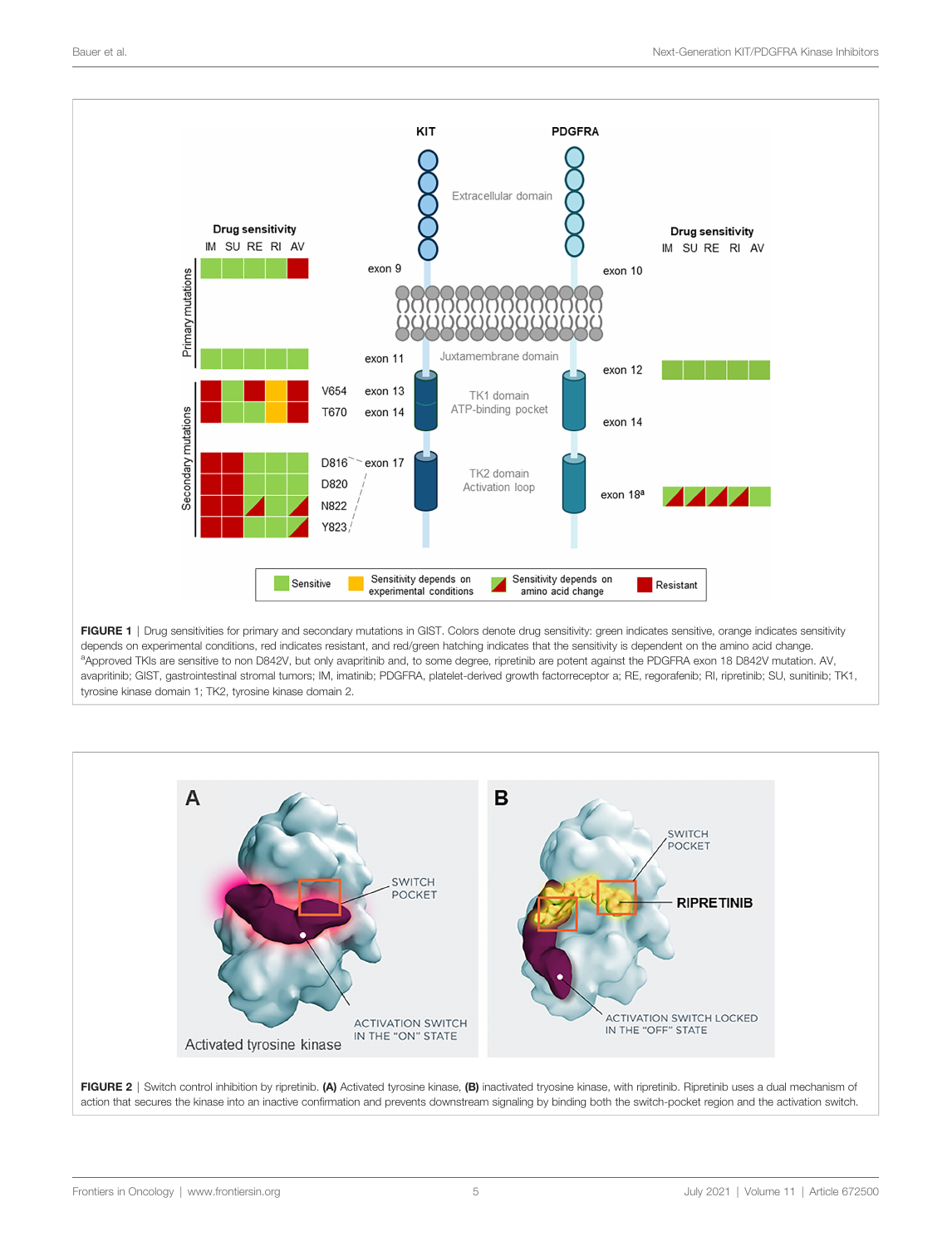**FIGURE 1** | Drug sensitivities for primary and secondary mutations in GIST. Colors denote drug sensitivity: green indicates sensitive, orange indicates sensitivity depends on experimental conditions, red indicates resistant, and red/green hatching indicates that the sensitivity is dependent on the amino acid change. [a]Approved TKIs are sensitive to non D842V, but only avapritinib and, to some degree, ripretinib are potent against the PDGFRA exon 18 D842V mutation. AV, avapritinib; GIST, gastrointestinal stromal tumors; IM, imatinib; PDGFRA, platelet-derived growth factorreceptor a; RE, regorafenib; RI, ripretinib; SU, sunitinib; TK1, tyrosine kinase domain 1; TK2, tyrosine kinase domain 2.

**FIGURE 2** | Switch control inhibition by ripretinib. **(A)** Activated tyrosine kinase, **(B)** inactivated tryosine kinase, with ripretinib. Ripretinib uses a dual mechanism of action that secures the kinase into an inactive confirmation and prevents downstream signaling by binding both the switch-pocket region and the activation switch.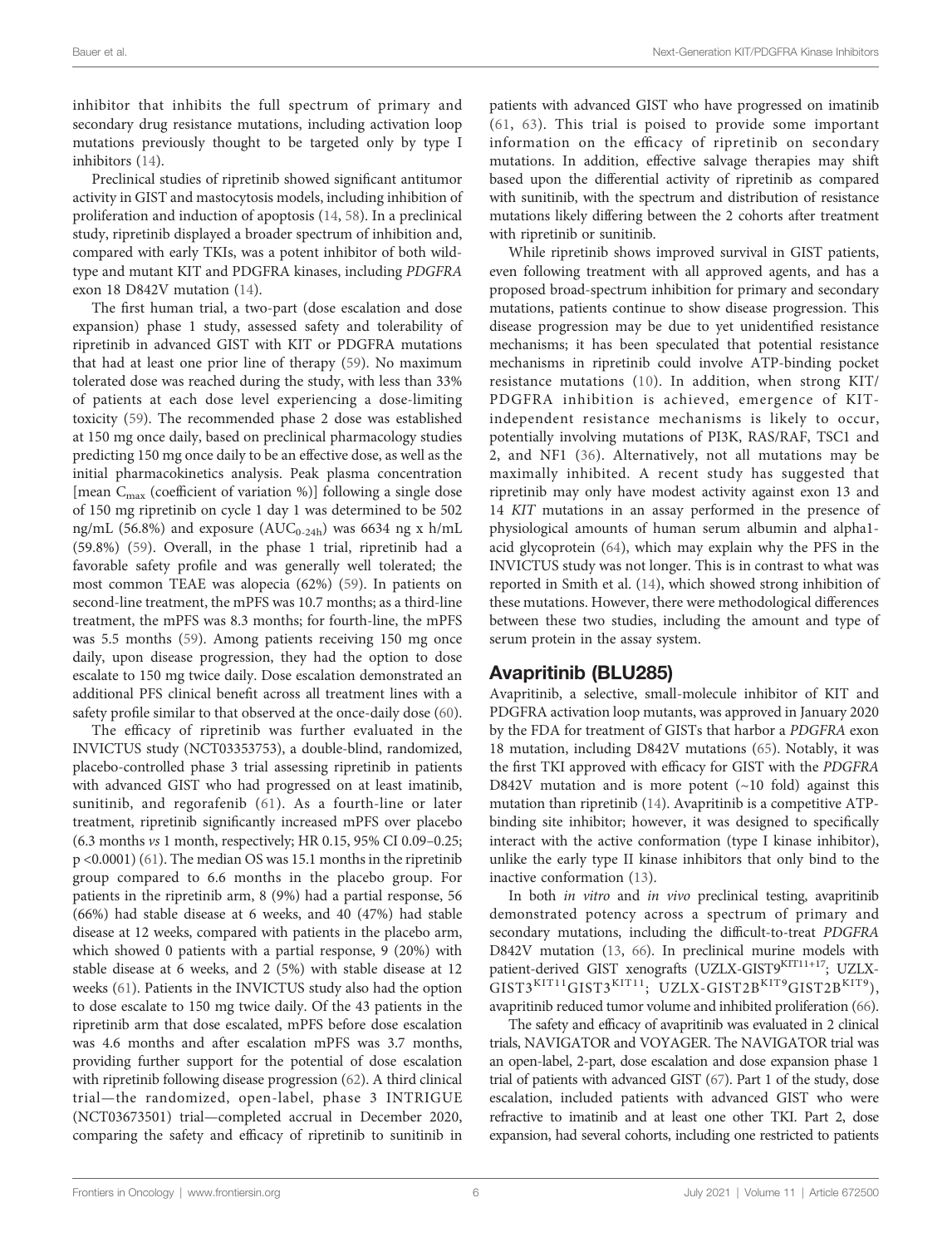inhibitor that inhibits the full spectrum of primary and secondary drug resistance mutations, including activation loop mutations previously thought to be targeted only by type I inhibitors (14).

Preclinical studies of ripretinib showed significant antitumor activity in GIST and mastocytosis models, including inhibition of proliferation and induction of apoptosis (14, 58). In a preclinical study, ripretinib displayed a broader spectrum of inhibition and, compared with early TKIs, was a potent inhibitor of both wild-type and mutant KIT and PDGFRA kinases, including *PDGFRA* exon 18 D842V mutation (14).

The first human trial, a two-part (dose escalation and dose expansion) phase 1 study, assessed safety and tolerability of ripretinib in advanced GIST with KIT or PDGFRA mutations that had at least one prior line of therapy (59). No maximum tolerated dose was reached during the study, with less than 33% of patients at each dose level experiencing a dose-limiting toxicity (59). The recommended phase 2 dose was established at 150 mg once daily, based on preclinical pharmacology studies predicting 150 mg once daily to be an effective dose, as well as the initial pharmacokinetics analysis. Peak plasma concentration [mean $C_{max}$ (coefficient of variation %)] following a single dose of 150 mg ripretinib on cycle 1 day 1 was determined to be 502 ng/mL (56.8%) and exposure ($AUC_{0-24h}$) was 6634 ng x h/mL (59.8%) (59). Overall, in the phase 1 trial, ripretinib had a favorable safety profile and was generally well tolerated; the most common TEAE was alopecia (62%) (59). In patients on second-line treatment, the mPFS was 10.7 months; as a third-line treatment, the mPFS was 8.3 months; for fourth-line, the mPFS was 5.5 months (59). Among patients receiving 150 mg once daily, upon disease progression, they had the option to dose escalate to 150 mg twice daily. Dose escalation demonstrated an additional PFS clinical benefit across all treatment lines with a safety profile similar to that observed at the once-daily dose (60).

The efficacy of ripretinib was further evaluated in the INVICTUS study (NCT03353753), a double-blind, randomized, placebo-controlled phase 3 trial assessing ripretinib in patients with advanced GIST who had progressed on at least imatinib, sunitinib, and regorafenib (61). As a fourth-line or later treatment, ripretinib significantly increased mPFS over placebo (6.3 months *vs* 1 month, respectively; HR 0.15, 95% CI 0.09–0.25; $p < 0.0001$) (61). The median OS was 15.1 months in the ripretinib group compared to 6.6 months in the placebo group. For patients in the ripretinib arm, 8 (9%) had a partial response, 56 (66%) had stable disease at 6 weeks, and 40 (47%) had stable disease at 12 weeks, compared with patients in the placebo arm, which showed 0 patients with a partial response, 9 (20%) with stable disease at 6 weeks, and 2 (5%) with stable disease at 12 weeks (61). Patients in the INVICTUS study also had the option to dose escalate to 150 mg twice daily. Of the 43 patients in the ripretinib arm that dose escalated, mPFS before dose escalation was 4.6 months and after escalation mPFS was 3.7 months, providing further support for the potential of dose escalation with ripretinib following disease progression (62). A third clinical trial—the randomized, open-label, phase 3 INTRIGUE (NCT03673501) trial—completed accrual in December 2020, comparing the safety and efficacy of ripretinib to sunitinib in patients with advanced GIST who have progressed on imatinib (61, 63). This trial is poised to provide some important information on the efficacy of ripretinib on secondary mutations. In addition, effective salvage therapies may shift based upon the differential activity of ripretinib as compared with sunitinib, with the spectrum and distribution of resistance mutations likely differing between the 2 cohorts after treatment with ripretinib or sunitinib.

While ripretinib shows improved survival in GIST patients, even following treatment with all approved agents, and has a proposed broad-spectrum inhibition for primary and secondary mutations, patients continue to show disease progression. This disease progression may be due to yet unidentified resistance mechanisms; it has been speculated that potential resistance mechanisms in ripretinib could involve ATP-binding pocket resistance mutations (10). In addition, when strong KIT/PDGFRA inhibition is achieved, emergence of KIT-independent resistance mechanisms is likely to occur, potentially involving mutations of PI3K, RAS/RAF, TSC1 and 2, and NF1 (36). Alternatively, not all mutations may be maximally inhibited. A recent study has suggested that ripretinib may only have modest activity against exon 13 and 14 *KIT* mutations in an assay performed in the presence of physiological amounts of human serum albumin and alpha1-acid glycoprotein (64), which may explain why the PFS in the INVICTUS study was not longer. This is in contrast to what was reported in Smith et al. (14), which showed strong inhibition of these mutations. However, there were methodological differences between these two studies, including the amount and type of serum protein in the assay system.

## Avapritinib (BLU285)

Avapritinib, a selective, small-molecule inhibitor of KIT and PDGFRA activation loop mutants, was approved in January 2020 by the FDA for treatment of GISTs that harbor a *PDGFRA* exon 18 mutation, including D842V mutations (65). Notably, it was the first TKI approved with efficacy for GIST with the *PDGFRA* D842V mutation and is more potent (~10 fold) against this mutation than ripretinib (14). Avapritinib is a competitive ATP-binding site inhibitor; however, it was designed to specifically interact with the active conformation (type I kinase inhibitor), unlike the early type II kinase inhibitors that only bind to the inactive conformation (13).

In both *in vitro* and *in vivo* preclinical testing, avapritinib demonstrated potency across a spectrum of primary and secondary mutations, including the difficult-to-treat *PDGFRA* D842V mutation (13, 66). In preclinical murine models with patient-derived GIST xenografts (UZLX-GIST9$^{KIT11+17}$; UZLX-GIST3$^{KIT11}$GIST3$^{KIT11}$; UZLX-GIST2B$^{KIT9}$GIST2B$^{KIT9}$), avapritinib reduced tumor volume and inhibited proliferation (66).

The safety and efficacy of avapritinib was evaluated in 2 clinical trials, NAVIGATOR and VOYAGER. The NAVIGATOR trial was an open-label, 2-part, dose escalation and dose expansion phase 1 trial of patients with advanced GIST (67). Part 1 of the study, dose escalation, included patients with advanced GIST who were refractory to imatinib and at least one other TKI. Part 2, dose expansion, had several cohorts, including one restricted to patients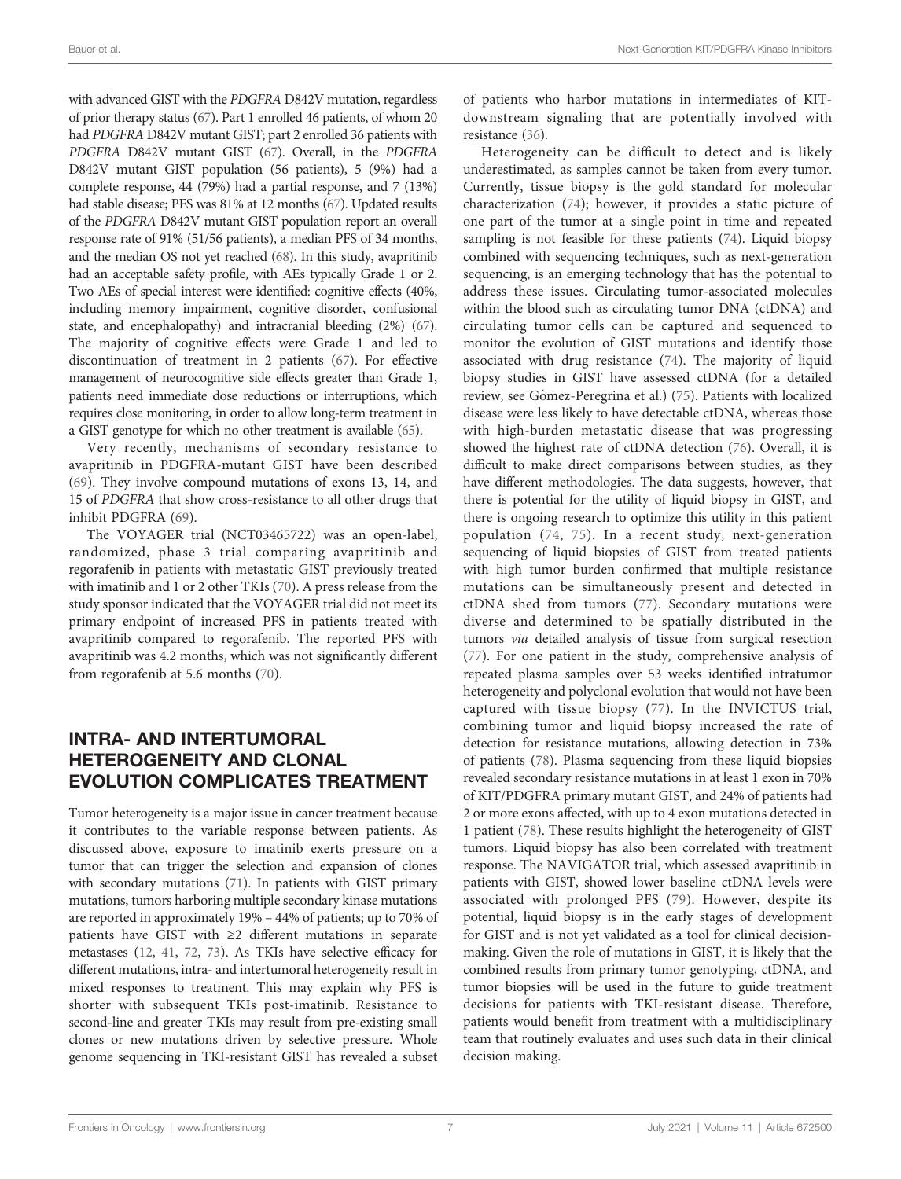with advanced GIST with the *PDGFRA* D842V mutation, regardless of prior therapy status (67). Part 1 enrolled 46 patients, of whom 20 had *PDGFRA* D842V mutant GIST; part 2 enrolled 36 patients with *PDGFRA* D842V mutant GIST (67). Overall, in the *PDGFRA* D842V mutant GIST population (56 patients), 5 (9%) had a complete response, 44 (79%) had a partial response, and 7 (13%) had stable disease; PFS was 81% at 12 months (67). Updated results of the *PDGFRA* D842V mutant GIST population report an overall response rate of 91% (51/56 patients), a median PFS of 34 months, and the median OS not yet reached (68). In this study, avapritinib had an acceptable safety profile, with AEs typically Grade 1 or 2. Two AEs of special interest were identified: cognitive effects (40%, including memory impairment, cognitive disorder, confusional state, and encephalopathy) and intracranial bleeding (2%) (67). The majority of cognitive effects were Grade 1 and led to discontinuation of treatment in 2 patients (67). For effective management of neurocognitive side effects greater than Grade 1, patients need immediate dose reductions or interruptions, which requires close monitoring, in order to allow long-term treatment in a GIST genotype for which no other treatment is available (65).

Very recently, mechanisms of secondary resistance to avapritinib in PDGFRA-mutant GIST have been described (69). They involve compound mutations of exons 13, 14, and 15 of *PDGFRA* that show cross-resistance to all other drugs that inhibit PDGFRA (69).

The VOYAGER trial (NCT03465722) was an open-label, randomized, phase 3 trial comparing avapritinib and regorafenib in patients with metastatic GIST previously treated with imatinib and 1 or 2 other TKIs (70). A press release from the study sponsor indicated that the VOYAGER trial did not meet its primary endpoint of increased PFS in patients treated with avapritinib compared to regorafenib. The reported PFS with avapritinib was 4.2 months, which was not significantly different from regorafenib at 5.6 months (70).

## INTRA- AND INTERTUMORAL HETEROGENEITY AND CLONAL EVOLUTION COMPLICATES TREATMENT

Tumor heterogeneity is a major issue in cancer treatment because it contributes to the variable response between patients. As discussed above, exposure to imatinib exerts pressure on a tumor that can trigger the selection and expansion of clones with secondary mutations (71). In patients with GIST primary mutations, tumors harboring multiple secondary kinase mutations are reported in approximately 19% – 44% of patients; up to 70% of patients have GIST with ≥2 different mutations in separate metastases (12, 41, 72, 73). As TKIs have selective efficacy for different mutations, intra- and intertumoral heterogeneity result in mixed responses to treatment. This may explain why PFS is shorter with subsequent TKIs post-imatinib. Resistance to second-line and greater TKIs may result from pre-existing small clones or new mutations driven by selective pressure. Whole genome sequencing in TKI-resistant GIST has revealed a subset of patients who harbor mutations in intermediates of KIT-downstream signaling that are potentially involved with resistance (36).

Heterogeneity can be difficult to detect and is likely underestimated, as samples cannot be taken from every tumor. Currently, tissue biopsy is the gold standard for molecular characterization (74); however, it provides a static picture of one part of the tumor at a single point in time and repeated sampling is not feasible for these patients (74). Liquid biopsy combined with sequencing techniques, such as next-generation sequencing, is an emerging technology that has the potential to address these issues. Circulating tumor-associated molecules within the blood such as circulating tumor DNA (ctDNA) and circulating tumor cells can be captured and sequenced to monitor the evolution of GIST mutations and identify those associated with drug resistance (74). The majority of liquid biopsy studies in GIST have assessed ctDNA (for a detailed review, see Gómez-Peregrina et al.) (75). Patients with localized disease were less likely to have detectable ctDNA, whereas those with high-burden metastatic disease that was progressing showed the highest rate of ctDNA detection (76). Overall, it is difficult to make direct comparisons between studies, as they have different methodologies. The data suggests, however, that there is potential for the utility of liquid biopsy in GIST, and there is ongoing research to optimize this utility in this patient population (74, 75). In a recent study, next-generation sequencing of liquid biopsies of GIST from treated patients with high tumor burden confirmed that multiple resistance mutations can be simultaneously present and detected in ctDNA shed from tumors (77). Secondary mutations were diverse and determined to be spatially distributed in the tumors *via* detailed analysis of tissue from surgical resection (77). For one patient in the study, comprehensive analysis of repeated plasma samples over 53 weeks identified intratumor heterogeneity and polyclonal evolution that would not have been captured with tissue biopsy (77). In the INVICTUS trial, combining tumor and liquid biopsy increased the rate of detection for resistance mutations, allowing detection in 73% of patients (78). Plasma sequencing from these liquid biopsies revealed secondary resistance mutations in at least 1 exon in 70% of KIT/PDGFRA primary mutant GIST, and 24% of patients had 2 or more exons affected, with up to 4 exon mutations detected in 1 patient (78). These results highlight the heterogeneity of GIST tumors. Liquid biopsy has also been correlated with treatment response. The NAVIGATOR trial, which assessed avapritinib in patients with GIST, showed lower baseline ctDNA levels were associated with prolonged PFS (79). However, despite its potential, liquid biopsy is in the early stages of development for GIST and is not yet validated as a tool for clinical decision-making. Given the role of mutations in GIST, it is likely that the combined results from primary tumor genotyping, ctDNA, and tumor biopsies will be used in the future to guide treatment decisions for patients with TKI-resistant disease. Therefore, patients would benefit from treatment with a multidisciplinary team that routinely evaluates and uses such data in their clinical decision making.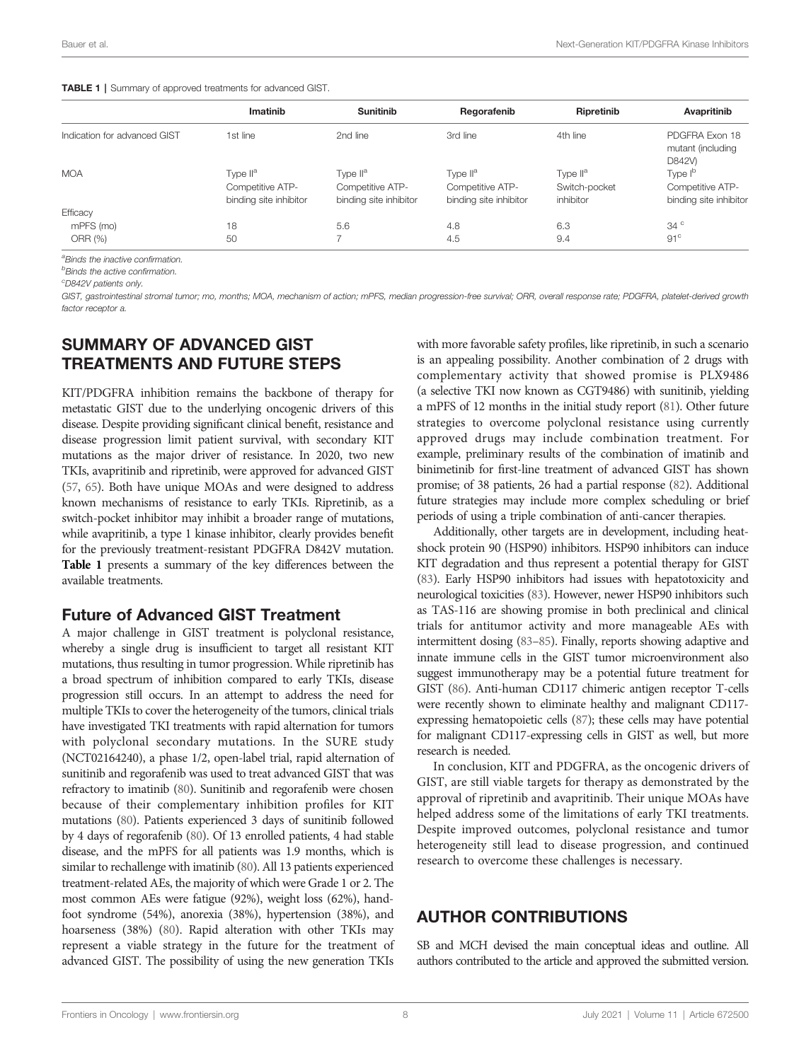**TABLE 1 |** Summary of approved treatments for advanced GIST.

| | Imatinib | Sunitinib | Regorafenib | Ripretinib | Avapritinib |
|---|---|---|---|---|---|
| Indication for advanced GIST | 1st line | 2nd line | 3rd line | 4th line | PDGFRA Exon 18 mutant (including D842V) |
| MOA | Type II[a] Competitive ATP-binding site inhibitor | Type II[a] Competitive ATP-binding site inhibitor | Type II[a] Competitive ATP-binding site inhibitor | Type II[a] Switch-pocket inhibitor | Type I[b] Competitive ATP-binding site inhibitor |
| Efficacy | | | | | |
| mPFS (mo) | 18 | 5.6 | 4.8 | 6.3 | 34 [c] |
| ORR (%) | 50 | 7 | 4.5 | 9.4 | 91[c] |

[a]Binds the inactive confirmation.
[b]Binds the active confirmation.
[c]D842V patients only.
GIST, gastrointestinal stromal tumor; mo, months; MOA, mechanism of action; mPFS, median progression-free survival; ORR, overall response rate; PDGFRA, platelet-derived growth factor receptor a.

## SUMMARY OF ADVANCED GIST TREATMENTS AND FUTURE STEPS

KIT/PDGFRA inhibition remains the backbone of therapy for metastatic GIST due to the underlying oncogenic drivers of this disease. Despite providing significant clinical benefit, resistance and disease progression limit patient survival, with secondary KIT mutations as the major driver of resistance. In 2020, two new TKIs, avapritinib and ripretinib, were approved for advanced GIST (57, 65). Both have unique MOAs and were designed to address known mechanisms of resistance to early TKIs. Ripretinib, as a switch-pocket inhibitor may inhibit a broader range of mutations, while avapritinib, a type 1 kinase inhibitor, clearly provides benefit for the previously treatment-resistant PDGFRA D842V mutation. **Table 1** presents a summary of the key differences between the available treatments.

### Future of Advanced GIST Treatment

A major challenge in GIST treatment is polyclonal resistance, whereby a single drug is insufficient to target all resistant KIT mutations, thus resulting in tumor progression. While ripretinib has a broad spectrum of inhibition compared to early TKIs, disease progression still occurs. In an attempt to address the need for multiple TKIs to cover the heterogeneity of the tumors, clinical trials have investigated TKI treatments with rapid alternation for tumors with polyclonal secondary mutations. In the SURE study (NCT02164240), a phase 1/2, open-label trial, rapid alternation of sunitinib and regorafenib was used to treat advanced GIST that was refractory to imatinib (80). Sunitinib and regorafenib were chosen because of their complementary inhibition profiles for KIT mutations (80). Patients experienced 3 days of sunitinib followed by 4 days of regorafenib (80). Of 13 enrolled patients, 4 had stable disease, and the mPFS for all patients was 1.9 months, which is similar to rechallenge with imatinib (80). All 13 patients experienced treatment-related AEs, the majority of which were Grade 1 or 2. The most common AEs were fatigue (92%), weight loss (62%), hand-foot syndrome (54%), anorexia (38%), hypertension (38%), and hoarseness (38%) (80). Rapid alteration with other TKIs may represent a viable strategy in the future for the treatment of advanced GIST. The possibility of using the new generation TKIs with more favorable safety profiles, like ripretinib, in such a scenario is an appealing possibility. Another combination of 2 drugs with complementary activity that showed promise is PLX9486 (a selective TKI now known as CGT9486) with sunitinib, yielding a mPFS of 12 months in the initial study report (81). Other future strategies to overcome polyclonal resistance using currently approved drugs may include combination treatment. For example, preliminary results of the combination of imatinib and binimetinib for first-line treatment of advanced GIST has shown promise; of 38 patients, 26 had a partial response (82). Additional future strategies may include more complex scheduling or brief periods of using a triple combination of anti-cancer therapies.

Additionally, other targets are in development, including heat-shock protein 90 (HSP90) inhibitors. HSP90 inhibitors can induce KIT degradation and thus represent a potential therapy for GIST (83). Early HSP90 inhibitors had issues with hepatotoxicity and neurological toxicities (83). However, newer HSP90 inhibitors such as TAS-116 are showing promise in both preclinical and clinical trials for antitumor activity and more manageable AEs with intermittent dosing (83–85). Finally, reports showing adaptive and innate immune cells in the GIST tumor microenvironment also suggest immunotherapy may be a potential future treatment for GIST (86). Anti-human CD117 chimeric antigen receptor T-cells were recently shown to eliminate healthy and malignant CD117-expressing hematopoietic cells (87); these cells may have potential for malignant CD117-expressing cells in GIST as well, but more research is needed.

In conclusion, KIT and PDGFRA, as the oncogenic drivers of GIST, are still viable targets for therapy as demonstrated by the approval of ripretinib and avapritinib. Their unique MOAs have helped address some of the limitations of early TKI treatments. Despite improved outcomes, polyclonal resistance and tumor heterogeneity still lead to disease progression, and continued research to overcome these challenges is necessary.

## AUTHOR CONTRIBUTIONS

SB and MCH devised the main conceptual ideas and outline. All authors contributed to the article and approved the submitted version.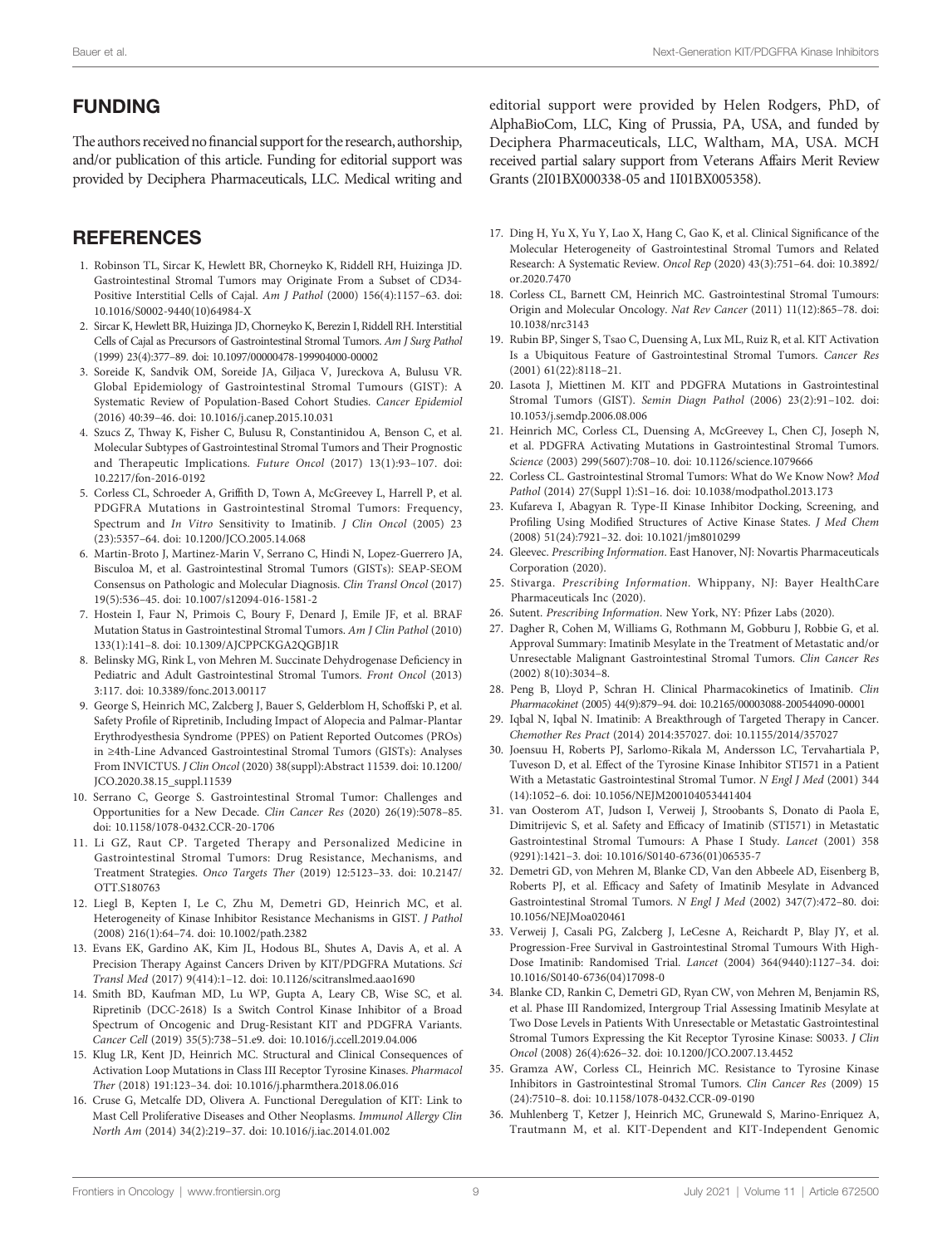## FUNDING

The authors received no financial support for the research, authorship, and/or publication of this article. Funding for editorial support was provided by Deciphera Pharmaceuticals, LLC. Medical writing and editorial support were provided by Helen Rodgers, PhD, of AlphaBioCom, LLC, King of Prussia, PA, USA, and funded by Deciphera Pharmaceuticals, LLC, Waltham, MA, USA. MCH received partial salary support from Veterans Affairs Merit Review Grants (2I01BX000338-05 and 1I01BX005358).

## REFERENCES

1. Robinson TL, Sircar K, Hewlett BR, Chorneyko K, Riddell RH, Huizinga JD. Gastrointestinal Stromal Tumors may Originate From a Subset of CD34-Positive Interstitial Cells of Cajal. *Am J Pathol* (2000) 156(4):1157–63. doi: 10.1016/S0002-9440(10)64984-X
2. Sircar K, Hewlett BR, Huizinga JD, Chorneyko K, Berezin I, Riddell RH. Interstitial Cells of Cajal as Precursors of Gastrointestinal Stromal Tumors. *Am J Surg Pathol* (1999) 23(4):377–89. doi: 10.1097/00000478-199904000-00002
3. Soreide K, Sandvik OM, Soreide JA, Giljaca V, Jureckova A, Bulusu VR. Global Epidemiology of Gastrointestinal Stromal Tumours (GIST): A Systematic Review of Population-Based Cohort Studies. *Cancer Epidemiol* (2016) 40:39–46. doi: 10.1016/j.canep.2015.10.031
4. Szucs Z, Thway K, Fisher C, Bulusu R, Constantinidou A, Benson C, et al. Molecular Subtypes of Gastrointestinal Stromal Tumors and Their Prognostic and Therapeutic Implications. *Future Oncol* (2017) 13(1):93–107. doi: 10.2217/fon-2016-0192
5. Corless CL, Schroeder A, Griffith D, Town A, McGreevey L, Harrell P, et al. PDGFRA Mutations in Gastrointestinal Stromal Tumors: Frequency, Spectrum and *In Vitro* Sensitivity to Imatinib. *J Clin Oncol* (2005) 23 (23):5357–64. doi: 10.1200/JCO.2005.14.068
6. Martin-Broto J, Martinez-Marin V, Serrano C, Hindi N, Lopez-Guerrero JA, Bisculoa M, et al. Gastrointestinal Stromal Tumors (GISTs): SEAP-SEOM Consensus on Pathologic and Molecular Diagnosis. *Clin Transl Oncol* (2017) 19(5):536–45. doi: 10.1007/s12094-016-1581-2
7. Hostein I, Faur N, Primois C, Boury F, Denard J, Emile JF, et al. BRAF Mutation Status in Gastrointestinal Stromal Tumors. *Am J Clin Pathol* (2010) 133(1):141–8. doi: 10.1309/AJCPPCKGA2QGBJ1R
8. Belinsky MG, Rink L, von Mehren M. Succinate Dehydrogenase Deficiency in Pediatric and Adult Gastrointestinal Stromal Tumors. *Front Oncol* (2013) 3:117. doi: 10.3389/fonc.2013.00117
9. George S, Heinrich MC, Zalcberg J, Bauer S, Gelderblom H, Schoffski P, et al. Safety Profile of Ripretinib, Including Impact of Alopecia and Palmar-Plantar Erythrodyesthesia Syndrome (PPES) on Patient Reported Outcomes (PROs) in ≥4th-Line Advanced Gastrointestinal Stromal Tumors (GISTs): Analyses From INVICTUS. *J Clin Oncol* (2020) 38(suppl):Abstract 11539. doi: 10.1200/JCO.2020.38.15_suppl.11539
10. Serrano C, George S. Gastrointestinal Stromal Tumor: Challenges and Opportunities for a New Decade. *Clin Cancer Res* (2020) 26(19):5078–85. doi: 10.1158/1078-0432.CCR-20-1706
11. Li GZ, Raut CP. Targeted Therapy and Personalized Medicine in Gastrointestinal Stromal Tumors: Drug Resistance, Mechanisms, and Treatment Strategies. *Onco Targets Ther* (2019) 12:5123–33. doi: 10.2147/OTT.S180763
12. Liegl B, Kepten I, Le C, Zhu M, Demetri GD, Heinrich MC, et al. Heterogeneity of Kinase Inhibitor Resistance Mechanisms in GIST. *J Pathol* (2008) 216(1):64–74. doi: 10.1002/path.2382
13. Evans EK, Gardino AK, Kim JL, Hodous BL, Shutes A, Davis A, et al. A Precision Therapy Against Cancers Driven by KIT/PDGFRA Mutations. *Sci Transl Med* (2017) 9(414):1–12. doi: 10.1126/scitranslmed.aao1690
14. Smith BD, Kaufman MD, Lu WP, Gupta A, Leary CB, Wise SC, et al. Ripretinib (DCC-2618) Is a Switch Control Kinase Inhibitor of a Broad Spectrum of Oncogenic and Drug-Resistant KIT and PDGFRA Variants. *Cancer Cell* (2019) 35(5):738–51.e9. doi: 10.1016/j.ccell.2019.04.006
15. Klug LR, Kent JD, Heinrich MC. Structural and Clinical Consequences of Activation Loop Mutations in Class III Receptor Tyrosine Kinases. *Pharmacol Ther* (2018) 191:123–34. doi: 10.1016/j.pharmthera.2018.06.016
16. Cruse G, Metcalfe DD, Olivera A. Functional Deregulation of KIT: Link to Mast Cell Proliferative Diseases and Other Neoplasms. *Immunol Allergy Clin North Am* (2014) 34(2):219–37. doi: 10.1016/j.iac.2014.01.002
17. Ding H, Yu X, Yu Y, Lao X, Hang C, Gao K, et al. Clinical Significance of the Molecular Heterogeneity of Gastrointestinal Stromal Tumors and Related Research: A Systematic Review. *Oncol Rep* (2020) 43(3):751–64. doi: 10.3892/or.2020.7470
18. Corless CL, Barnett CM, Heinrich MC. Gastrointestinal Stromal Tumours: Origin and Molecular Oncology. *Nat Rev Cancer* (2011) 11(12):865–78. doi: 10.1038/nrc3143
19. Rubin BP, Singer S, Tsao C, Duensing A, Lux ML, Ruiz R, et al. KIT Activation Is a Ubiquitous Feature of Gastrointestinal Stromal Tumors. *Cancer Res* (2001) 61(22):8118–21.
20. Lasota J, Miettinen M. KIT and PDGFRA Mutations in Gastrointestinal Stromal Tumors (GISTs). *Semin Diagn Pathol* (2006) 23(2):91–102. doi: 10.1053/j.semdp.2006.08.006
21. Heinrich MC, Corless CL, Duensing A, McGreevey L, Chen CJ, Joseph N, et al. PDGFRA Activating Mutations in Gastrointestinal Stromal Tumors. *Science* (2003) 299(5607):708–10. doi: 10.1126/science.1079666
22. Corless CL. Gastrointestinal Stromal Tumors: What do We Know Now? *Mod Pathol* (2014) 27(Suppl 1):S1–16. doi: 10.1038/modpathol.2013.173
23. Kufareva I, Abagyan R. Type-II Kinase Inhibitor Docking, Screening, and Profiling Using Modified Structures of Active Kinase States. *J Med Chem* (2008) 51(24):7921–32. doi: 10.1021/jm8010299
24. Gleevec. *Prescribing Information*. East Hanover, NJ: Novartis Pharmaceuticals Corporation (2020).
25. Stivarga. *Prescribing Information*. Whippany, NJ: Bayer HealthCare Pharmaceuticals Inc (2020).
26. Sutent. *Prescribing Information*. New York, NY: Pfizer Labs (2020).
27. Dagher R, Cohen M, Williams G, Rothmann M, Gobburu J, Robbie G, et al. Approval Summary: Imatinib Mesylate in the Treatment of Metastatic and/or Unresectable Malignant Gastrointestinal Stromal Tumors. *Clin Cancer Res* (2002) 8(10):3034–8.
28. Peng B, Lloyd P, Schran H. Clinical Pharmacokinetics of Imatinib. *Clin Pharmacokinet* (2005) 44(9):879–94. doi: 10.2165/00003088-200544090-00001
29. Iqbal N, Iqbal N. Imatinib: A Breakthrough of Targeted Therapy in Cancer. *Chemother Res Pract* (2014) 2014:357027. doi: 10.1155/2014/357027
30. Joensuu H, Roberts PJ, Sarlomo-Rikala M, Andersson LC, Tervahartiala P, Tuveson D, et al. Effect of the Tyrosine Kinase Inhibitor STI571 in a Patient With a Metastatic Gastrointestinal Stromal Tumor. *N Engl J Med* (2001) 344 (14):1052–6. doi: 10.1056/NEJM200104053441404
31. van Oosterom AT, Judson I, Verweij J, Stroobants S, Donato di Paola E, Dimitrijevic S, et al. Safety and Efficacy of Imatinib (STI571) in Metastatic Gastrointestinal Stromal Tumours: A Phase I Study. *Lancet* (2001) 358 (9291):1421–3. doi: 10.1016/S0140-6736(01)06535-7
32. Demetri GD, von Mehren M, Blanke CD, Van den Abbeele AD, Eisenberg B, Roberts PJ, et al. Efficacy and Safety of Imatinib Mesylate in Advanced Gastrointestinal Stromal Tumors. *N Engl J Med* (2002) 347(7):472–80. doi: 10.1056/NEJMoa020461
33. Verweij J, Casali PG, Zalcberg J, LeCesne A, Reichardt P, Blay JY, et al. Progression-Free Survival in Gastrointestinal Stromal Tumours With High-Dose Imatinib: Randomised Trial. *Lancet* (2004) 364(9440):1127–34. doi: 10.1016/S0140-6736(04)17098-0
34. Blanke CD, Rankin C, Demetri GD, Ryan CW, von Mehren M, Benjamin RS, et al. Phase III Randomized, Intergroup Trial Assessing Imatinib Mesylate at Two Dose Levels in Patients With Unresectable or Metastatic Gastrointestinal Stromal Tumors Expressing the Kit Receptor Tyrosine Kinase: S0033. *J Clin Oncol* (2008) 26(4):626–32. doi: 10.1200/JCO.2007.13.4452
35. Gramza AW, Corless CL, Heinrich MC. Resistance to Tyrosine Kinase Inhibitors in Gastrointestinal Stromal Tumors. *Clin Cancer Res* (2009) 15 (24):7510–8. doi: 10.1158/1078-0432.CCR-09-0190
36. Muhlenberg T, Ketzer J, Heinrich MC, Grunewald S, Marino-Enriquez A, Trautmann M, et al. KIT-Dependent and KIT-Independent Genomic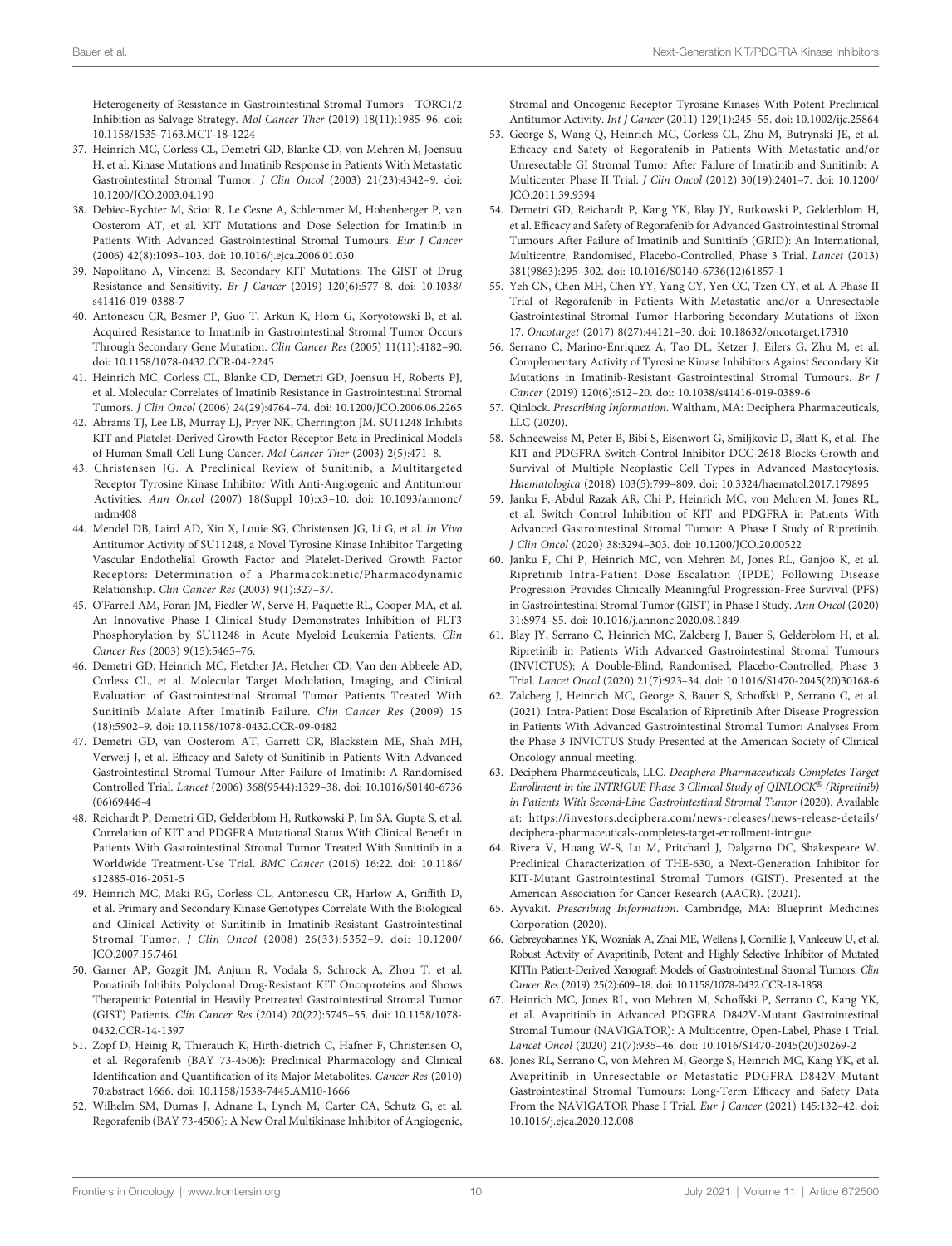Heterogeneity of Resistance in Gastrointestinal Stromal Tumors - TORC1/2 Inhibition as Salvage Strategy. *Mol Cancer Ther* (2019) 18(11):1985–96. doi: 10.1158/1535-7163.MCT-18-1224

37. Heinrich MC, Corless CL, Demetri GD, Blanke CD, von Mehren M, Joensuu H, et al. Kinase Mutations and Imatinib Response in Patients With Metastatic Gastrointestinal Stromal Tumor. *J Clin Oncol* (2003) 21(23):4342–9. doi: 10.1200/JCO.2003.04.190
38. Debiec-Rychter M, Sciot R, Le Cesne A, Schlemmer M, Hohenberger P, van Oosterom AT, et al. KIT Mutations and Dose Selection for Imatinib in Patients With Advanced Gastrointestinal Stromal Tumours. *Eur J Cancer* (2006) 42(8):1093–103. doi: 10.1016/j.ejca.2006.01.030
39. Napolitano A, Vincenzi B. Secondary KIT Mutations: The GIST of Drug Resistance and Sensitivity. *Br J Cancer* (2019) 120(6):577–8. doi: 10.1038/s41416-019-0388-7
40. Antonescu CR, Besmer P, Guo T, Arkun K, Hom G, Koryotowski B, et al. Acquired Resistance to Imatinib in Gastrointestinal Stromal Tumor Occurs Through Secondary Gene Mutation. *Clin Cancer Res* (2005) 11(11):4182–90. doi: 10.1158/1078-0432.CCR-04-2245
41. Heinrich MC, Corless CL, Blanke CD, Demetri GD, Joensuu H, Roberts PJ, et al. Molecular Correlates of Imatinib Resistance in Gastrointestinal Stromal Tumors. *J Clin Oncol* (2006) 24(29):4764–74. doi: 10.1200/JCO.2006.06.2265
42. Abrams TJ, Lee LB, Murray LJ, Pryer NK, Cherrington JM. SU11248 Inhibits KIT and Platelet-Derived Growth Factor Receptor Beta in Preclinical Models of Human Small Cell Lung Cancer. *Mol Cancer Ther* (2003) 2(5):471–8.
43. Christensen JG. A Preclinical Review of Sunitinib, a Multitargeted Receptor Tyrosine Kinase Inhibitor With Anti-Angiogenic and Antitumour Activities. *Ann Oncol* (2007) 18(Suppl 10):x3–10. doi: 10.1093/annonc/mdm408
44. Mendel DB, Laird AD, Xin X, Louie SG, Christensen JG, Li G, et al. *In Vivo* Antitumor Activity of SU11248, a Novel Tyrosine Kinase Inhibitor Targeting Vascular Endothelial Growth Factor and Platelet-Derived Growth Factor Receptors: Determination of a Pharmacokinetic/Pharmacodynamic Relationship. *Clin Cancer Res* (2003) 9(1):327–37.
45. O'Farrell AM, Foran JM, Fiedler W, Serve H, Paquette RL, Cooper MA, et al. An Innovative Phase I Clinical Study Demonstrates Inhibition of FLT3 Phosphorylation by SU11248 in Acute Myeloid Leukemia Patients. *Clin Cancer Res* (2003) 9(15):5465–76.
46. Demetri GD, Heinrich MC, Fletcher JA, Fletcher CD, Van den Abbeele AD, Corless CL, et al. Molecular Target Modulation, Imaging, and Clinical Evaluation of Gastrointestinal Stromal Tumor Patients Treated With Sunitinib Malate After Imatinib Failure. *Clin Cancer Res* (2009) 15 (18):5902–9. doi: 10.1158/1078-0432.CCR-09-0482
47. Demetri GD, van Oosterom AT, Garrett CR, Blackstein ME, Shah MH, Verweij J, et al. Efficacy and Safety of Sunitinib in Patients With Advanced Gastrointestinal Stromal Tumour After Failure of Imatinib: A Randomised Controlled Trial. *Lancet* (2006) 368(9544):1329–38. doi: 10.1016/S0140-6736 (06)69446-4
48. Reichardt P, Demetri GD, Gelderblom H, Rutkowski P, Im SA, Gupta S, et al. Correlation of KIT and PDGFRA Mutational Status With Clinical Benefit in Patients With Gastrointestinal Stromal Tumor Treated With Sunitinib in a Worldwide Treatment-Use Trial. *BMC Cancer* (2016) 16:22. doi: 10.1186/s12885-016-2051-5
49. Heinrich MC, Maki RG, Corless CL, Antonescu CR, Harlow A, Griffith D, et al. Primary and Secondary Kinase Genotypes Correlate With the Biological and Clinical Activity of Sunitinib in Imatinib-Resistant Gastrointestinal Stromal Tumor. *J Clin Oncol* (2008) 26(33):5352–9. doi: 10.1200/JCO.2007.15.7461
50. Garner AP, Gozgit JM, Anjum R, Vodala S, Schrock A, Zhou T, et al. Ponatinib Inhibits Polyclonal Drug-Resistant KIT Oncoproteins and Shows Therapeutic Potential in Heavily Pretreated Gastrointestinal Stromal Tumor (GIST) Patients. *Clin Cancer Res* (2014) 20(22):5745–55. doi: 10.1158/1078-0432.CCR-14-1397
51. Zopf D, Heinig R, Thierauch K, Hirth-dietrich C, Hafner F, Christensen O, et al. Regorafenib (BAY 73-4506): Preclinical Pharmacology and Clinical Identification and Quantification of its Major Metabolites. *Cancer Res* (2010) 70:abstract 1666. doi: 10.1158/1538-7445.AM10-1666
52. Wilhelm SM, Dumas J, Adnane L, Lynch M, Carter CA, Schutz G, et al. Regorafenib (BAY 73-4506): A New Oral Multikinase Inhibitor of Angiogenic, Stromal and Oncogenic Receptor Tyrosine Kinases With Potent Preclinical Antitumor Activity. *Int J Cancer* (2011) 129(1):245–55. doi: 10.1002/ijc.25864
53. George S, Wang Q, Heinrich MC, Corless CL, Zhu M, Butrynski JE, et al. Efficacy and Safety of Regorafenib in Patients With Metastatic and/or Unresectable GI Stromal Tumor After Failure of Imatinib and Sunitinib: A Multicenter Phase II Trial. *J Clin Oncol* (2012) 30(19):2401–7. doi: 10.1200/JCO.2011.39.9394
54. Demetri GD, Reichardt P, Kang YK, Blay JY, Rutkowski P, Gelderblom H, et al. Efficacy and Safety of Regorafenib for Advanced Gastrointestinal Stromal Tumours After Failure of Imatinib and Sunitinib (GRID): An International, Multicentre, Randomised, Placebo-Controlled, Phase 3 Trial. *Lancet* (2013) 381(9863):295–302. doi: 10.1016/S0140-6736(12)61857-1
55. Yeh CN, Chen MH, Chen YY, Yang CY, Yen CC, Tzen CY, et al. A Phase II Trial of Regorafenib in Patients With Metastatic and/or a Unresectable Gastrointestinal Stromal Tumor Harboring Secondary Mutations of Exon 17. *Oncotarget* (2017) 8(27):44121–30. doi: 10.18632/oncotarget.17310
56. Serrano C, Marino-Enriquez A, Tao DL, Ketzer J, Eilers G, Zhu M, et al. Complementary Activity of Tyrosine Kinase Inhibitors Against Secondary Kit Mutations in Imatinib-Resistant Gastrointestinal Stromal Tumours. *Br J Cancer* (2019) 120(6):612–20. doi: 10.1038/s41416-019-0389-6
57. Qinlock. *Prescribing Information*. Waltham, MA: Deciphera Pharmaceuticals, LLC (2020).
58. Schneeweiss M, Peter B, Bibi S, Eisenwort G, Smiljkovic D, Blatt K, et al. The KIT and PDGFRA Switch-Control Inhibitor DCC-2618 Blocks Growth and Survival of Multiple Neoplastic Cell Types in Advanced Mastocytosis. *Haematologica* (2018) 103(5):799–809. doi: 10.3324/haematol.2017.179895
59. Janku F, Abdul Razak AR, Chi P, Heinrich MC, von Mehren M, Jones RL, et al. Switch Control Inhibition of KIT and PDGFRA in Patients With Advanced Gastrointestinal Stromal Tumor: A Phase I Study of Ripretinib. *J Clin Oncol* (2020) 38:3294–303. doi: 10.1200/JCO.20.00522
60. Janku F, Chi P, Heinrich MC, von Mehren M, Jones RL, Ganjoo K, et al. Ripretinib Intra-Patient Dose Escalation (IPDE) Following Disease Progression Provides Clinically Meaningful Progression-Free Survival (PFS) in Gastrointestinal Stromal Tumor (GIST) in Phase I Study. *Ann Oncol* (2020) 31:S974–S5. doi: 10.1016/j.annonc.2020.08.1849
61. Blay JY, Serrano C, Heinrich MC, Zalcberg J, Bauer S, Gelderblom H, et al. Ripretinib in Patients With Advanced Gastrointestinal Stromal Tumours (INVICTUS): A Double-Blind, Randomised, Placebo-Controlled, Phase 3 Trial. *Lancet Oncol* (2020) 21(7):923–34. doi: 10.1016/S1470-2045(20)30168-6
62. Zalcberg J, Heinrich MC, George S, Bauer S, Schoffski P, Serrano C, et al. (2021). Intra-Patient Dose Escalation of Ripretinib After Disease Progression in Patients With Advanced Gastrointestinal Stromal Tumor: Analyses From the Phase 3 INVICTUS Study Presented at the American Society of Clinical Oncology annual meeting.
63. Deciphera Pharmaceuticals, LLC. *Deciphera Pharmaceuticals Completes Target Enrollment in the INTRIGUE Phase 3 Clinical Study of QINLOCK® (Ripretinib) in Patients With Second-Line Gastrointestinal Stromal Tumor* (2020). Available at: https://investors.deciphera.com/news-releases/news-release-details/deciphera-pharmaceuticals-completes-target-enrollment-intrigue.
64. Rivera V, Huang W-S, Lu M, Pritchard J, Dalgarno DC, Shakespeare W. Preclinical Characterization of THE-630, a Next-Generation Inhibitor for KIT-Mutant Gastrointestinal Stromal Tumors (GIST). Presented at the American Association for Cancer Research (AACR). (2021).
65. Ayvakit. *Prescribing Information*. Cambridge, MA: Blueprint Medicines Corporation (2020).
66. Gebreyohannes YK, Wozniak A, Zhai ME, Wellens J, Cornillie J, Vanleeuw U, et al. Robust Activity of Avapritinib, Potent and Highly Selective Inhibitor of Mutated KITIn Patient-Derived Xenograft Models of Gastrointestinal Stromal Tumors. *Clin Cancer Res* (2019) 25(2):609–18. doi: 10.1158/1078-0432.CCR-18-1858
67. Heinrich MC, Jones RL, von Mehren M, Schoffski P, Serrano C, Kang YK, et al. Avapritinib in Advanced PDGFRA D842V-Mutant Gastrointestinal Stromal Tumour (NAVIGATOR): A Multicentre, Open-Label, Phase 1 Trial. *Lancet Oncol* (2020) 21(7):935–46. doi: 10.1016/S1470-2045(20)30269-2
68. Jones RL, Serrano C, von Mehren M, George S, Heinrich MC, Kang YK, et al. Avapritinib in Unresectable or Metastatic PDGFRA D842V-Mutant Gastrointestinal Stromal Tumours: Long-Term Efficacy and Safety Data From the NAVIGATOR Phase I Trial. *Eur J Cancer* (2021) 145:132–42. doi: 10.1016/j.ejca.2020.12.008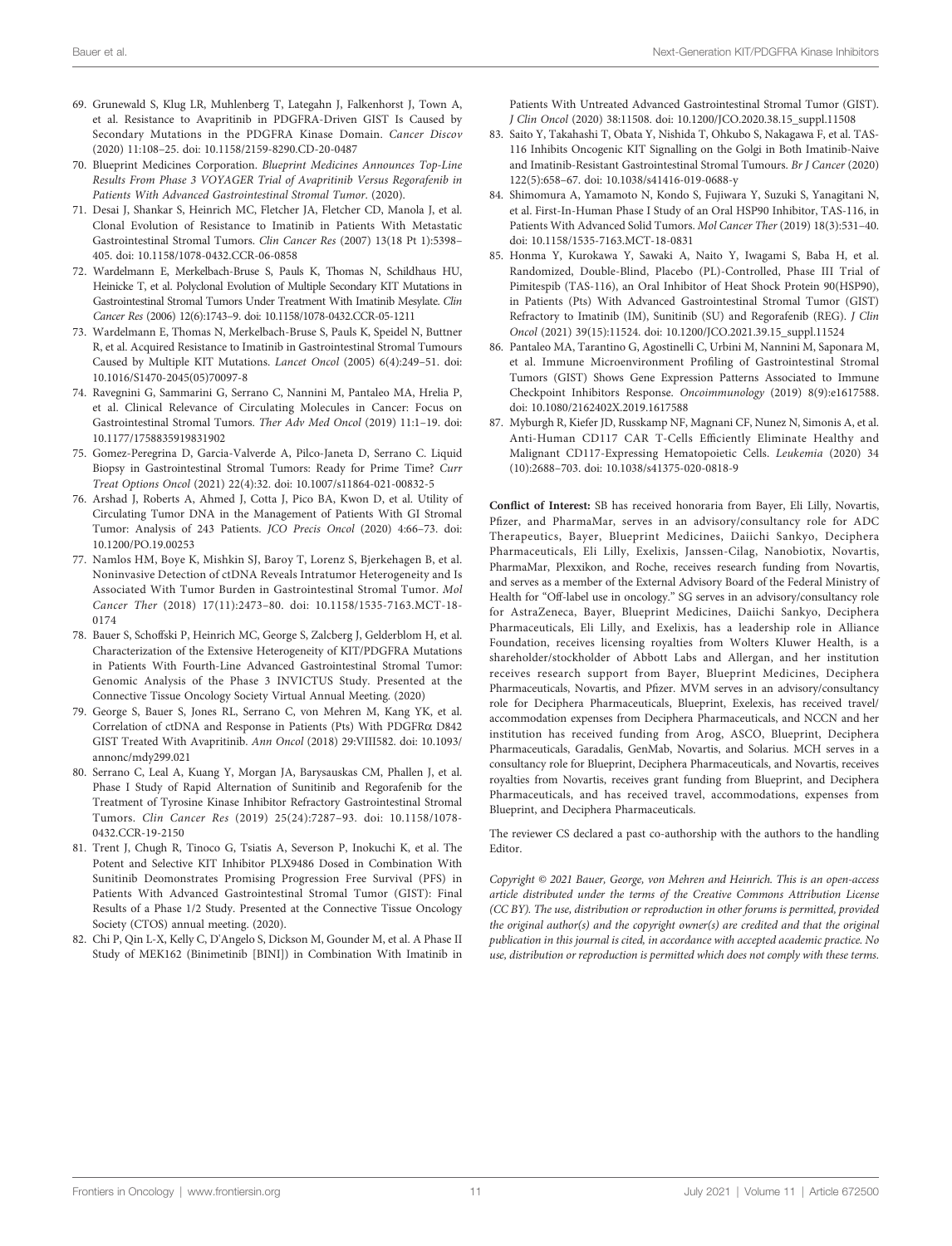69. Grunewald S, Klug LR, Muhlenberg T, Lategahn J, Falkenhorst J, Town A, et al. Resistance to Avapritinib in PDGFRA-Driven GIST Is Caused by Secondary Mutations in the PDGFRA Kinase Domain. *Cancer Discov* (2020) 11:108–25. doi: 10.1158/2159-8290.CD-20-0487
70. Blueprint Medicines Corporation. *Blueprint Medicines Announces Top-Line Results From Phase 3 VOYAGER Trial of Avapritinib Versus Regorafenib in Patients With Advanced Gastrointestinal Stromal Tumor*. (2020).
71. Desai J, Shankar S, Heinrich MC, Fletcher JA, Fletcher CD, Manola J, et al. Clonal Evolution of Resistance to Imatinib in Patients With Metastatic Gastrointestinal Stromal Tumors. *Clin Cancer Res* (2007) 13(18 Pt 1):5398–405. doi: 10.1158/1078-0432.CCR-06-0858
72. Wardelmann E, Merkelbach-Bruse S, Pauls K, Thomas N, Schildhaus HU, Heinicke T, et al. Polyclonal Evolution of Multiple Secondary KIT Mutations in Gastrointestinal Stromal Tumors Under Treatment With Imatinib Mesylate. *Clin Cancer Res* (2006) 12(6):1743–9. doi: 10.1158/1078-0432.CCR-05-1211
73. Wardelmann E, Thomas N, Merkelbach-Bruse S, Pauls K, Speidel N, Buttner R, et al. Acquired Resistance to Imatinib in Gastrointestinal Stromal Tumours Caused by Multiple KIT Mutations. *Lancet Oncol* (2005) 6(4):249–51. doi: 10.1016/S1470-2045(05)70097-8
74. Ravegnini G, Sammarini G, Serrano C, Nannini M, Pantaleo MA, Hrelia P, et al. Clinical Relevance of Circulating Molecules in Cancer: Focus on Gastrointestinal Stromal Tumors. *Ther Adv Med Oncol* (2019) 11:1–19. doi: 10.1177/1758835919831902
75. Gomez-Peregrina D, Garcia-Valverde A, Pilco-Janeta D, Serrano C. Liquid Biopsy in Gastrointestinal Stromal Tumors: Ready for Prime Time? *Curr Treat Options Oncol* (2021) 22(4):32. doi: 10.1007/s11864-021-00832-5
76. Arshad J, Roberts A, Ahmed J, Cotta J, Pico BA, Kwon D, et al. Utility of Circulating Tumor DNA in the Management of Patients With GI Stromal Tumor: Analysis of 243 Patients. *JCO Precis Oncol* (2020) 4:66–73. doi: 10.1200/PO.19.00253
77. Namlos HM, Boye K, Mishkin SJ, Baroy T, Lorenz S, Bjerkehagen B, et al. Noninvasive Detection of ctDNA Reveals Intratumor Heterogeneity and Is Associated With Tumor Burden in Gastrointestinal Stromal Tumor. *Mol Cancer Ther* (2018) 17(11):2473–80. doi: 10.1158/1535-7163.MCT-18-0174
78. Bauer S, Schoffski P, Heinrich MC, George S, Zalcberg J, Gelderblom H, et al. Characterization of the Extensive Heterogeneity of KIT/PDGFRA Mutations in Patients With Fourth-Line Advanced Gastrointestinal Stromal Tumor: Genomic Analysis of the Phase 3 INVICTUS Study. Presented at the Connective Tissue Oncology Society Virtual Annual Meeting. (2020)
79. George S, Bauer S, Jones RL, Serrano C, von Mehren M, Kang YK, et al. Correlation of ctDNA and Response in Patients (Pts) With PDGFRα D842 GIST Treated With Avapritinib. *Ann Oncol* (2018) 29:VIII582. doi: 10.1093/annonc/mdy299.021
80. Serrano C, Leal A, Kuang Y, Morgan JA, Barysauskas CM, Phallen J, et al. Phase I Study of Rapid Alternation of Sunitinib and Regorafenib for the Treatment of Tyrosine Kinase Inhibitor Refractory Gastrointestinal Stromal Tumors. *Clin Cancer Res* (2019) 25(24):7287–93. doi: 10.1158/1078-0432.CCR-19-2150
81. Trent J, Chugh R, Tinoco G, Tsiatis A, Severson P, Inokuchi K, et al. The Potent and Selective KIT Inhibitor PLX9486 Dosed in Combination With Sunitinib Deomonstrates Promising Progression Free Survival (PFS) in Patients With Advanced Gastrointestinal Stromal Tumor (GIST): Final Results of a Phase 1/2 Study. Presented at the Connective Tissue Oncology Society (CTOS) annual meeting. (2020).
82. Chi P, Qin L-X, Kelly C, D'Angelo S, Dickson M, Gounder M, et al. A Phase II Study of MEK162 (Binimetinib [BINI]) in Combination With Imatinib in Patients With Untreated Advanced Gastrointestinal Stromal Tumor (GIST). *J Clin Oncol* (2020) 38:11508. doi: 10.1200/JCO.2020.38.15_suppl.11508
83. Saito Y, Takahashi T, Obata Y, Nishida T, Ohkubo S, Nakagawa F, et al. TAS-116 Inhibits Oncogenic KIT Signalling on the Golgi in Both Imatinib-Naive and Imatinib-Resistant Gastrointestinal Stromal Tumours. *Br J Cancer* (2020) 122(5):658–67. doi: 10.1038/s41416-019-0688-y
84. Shimomura A, Yamamoto N, Kondo S, Fujiwara Y, Suzuki S, Yanagitani N, et al. First-In-Human Phase I Study of an Oral HSP90 Inhibitor, TAS-116, in Patients With Advanced Solid Tumors. *Mol Cancer Ther* (2019) 18(3):531–40. doi: 10.1158/1535-7163.MCT-18-0831
85. Honma Y, Kurokawa Y, Sawaki A, Naito Y, Iwagami S, Baba H, et al. Randomized, Double-Blind, Placebo (PL)-Controlled, Phase III Trial of Pimitespib (TAS-116), an Oral Inhibitor of Heat Shock Protein 90(HSP90), in Patients (Pts) With Advanced Gastrointestinal Stromal Tumor (GIST) Refractory to Imatinib (IM), Sunitinib (SU) and Regorafenib (REG). *J Clin Oncol* (2021) 39(15):11524. doi: 10.1200/JCO.2021.39.15_suppl.11524
86. Pantaleo MA, Tarantino G, Agostinelli C, Urbini M, Nannini M, Saponara M, et al. Immune Microenvironment Profiling of Gastrointestinal Stromal Tumors (GIST) Shows Gene Expression Patterns Associated to Immune Checkpoint Inhibitors Response. *Oncoimmunology* (2019) 8(9):e1617588. doi: 10.1080/2162402X.2019.1617588
87. Myburgh R, Kiefer JD, Russkamp NF, Magnani CF, Nunez N, Simonis A, et al. Anti-Human CD117 CAR T-Cells Efficiently Eliminate Healthy and Malignant CD117-Expressing Hematopoietic Cells. *Leukemia* (2020) 34 (10):2688–703. doi: 10.1038/s41375-020-0818-9

**Conflict of Interest:** SB has received honoraria from Bayer, Eli Lilly, Novartis, Pfizer, and PharmaMar, serves in an advisory/consultancy role for ADC Therapeutics, Bayer, Blueprint Medicines, Daiichi Sankyo, Deciphera Pharmaceuticals, Eli Lilly, Exelixis, Janssen-Cilag, Nanobiotix, Novartis, PharmaMar, Plexxikon, and Roche, receives research funding from Novartis, and serves as a member of the External Advisory Board of the Federal Ministry of Health for "Off-label use in oncology." SG serves in an advisory/consultancy role for AstraZeneca, Bayer, Blueprint Medicines, Daiichi Sankyo, Deciphera Pharmaceuticals, Eli Lilly, and Exelixis, has a leadership role in Alliance Foundation, receives licensing royalties from Wolters Kluwer Health, is a shareholder/stockholder of Abbott Labs and Allergan, and her institution receives research support from Bayer, Blueprint Medicines, Deciphera Pharmaceuticals, Novartis, and Pfizer. MVM serves in an advisory/consultancy role for Deciphera Pharmaceuticals, Blueprint, Exelexis, has received travel/accommodation expenses from Deciphera Pharmaceuticals, and NCCN and her institution has received funding from Arog, ASCO, Blueprint, Deciphera Pharmaceuticals, Garadalis, GenMab, Novartis, and Solarius. MCH serves in a consultancy role for Blueprint, Deciphera Pharmaceuticals, and Novartis, receives royalties from Novartis, receives grant funding from Blueprint, and Deciphera Pharmaceuticals, and has received travel, accommodations, expenses from Blueprint, and Deciphera Pharmaceuticals.

The reviewer CS declared a past co-authorship with the authors to the handling Editor.

*Copyright © 2021 Bauer, George, von Mehren and Heinrich. This is an open-access article distributed under the terms of the Creative Commons Attribution License (CC BY). The use, distribution or reproduction in other forums is permitted, provided the original author(s) and the copyright owner(s) are credited and that the original publication in this journal is cited, in accordance with accepted academic practice. No use, distribution or reproduction is permitted which does not comply with these terms.*